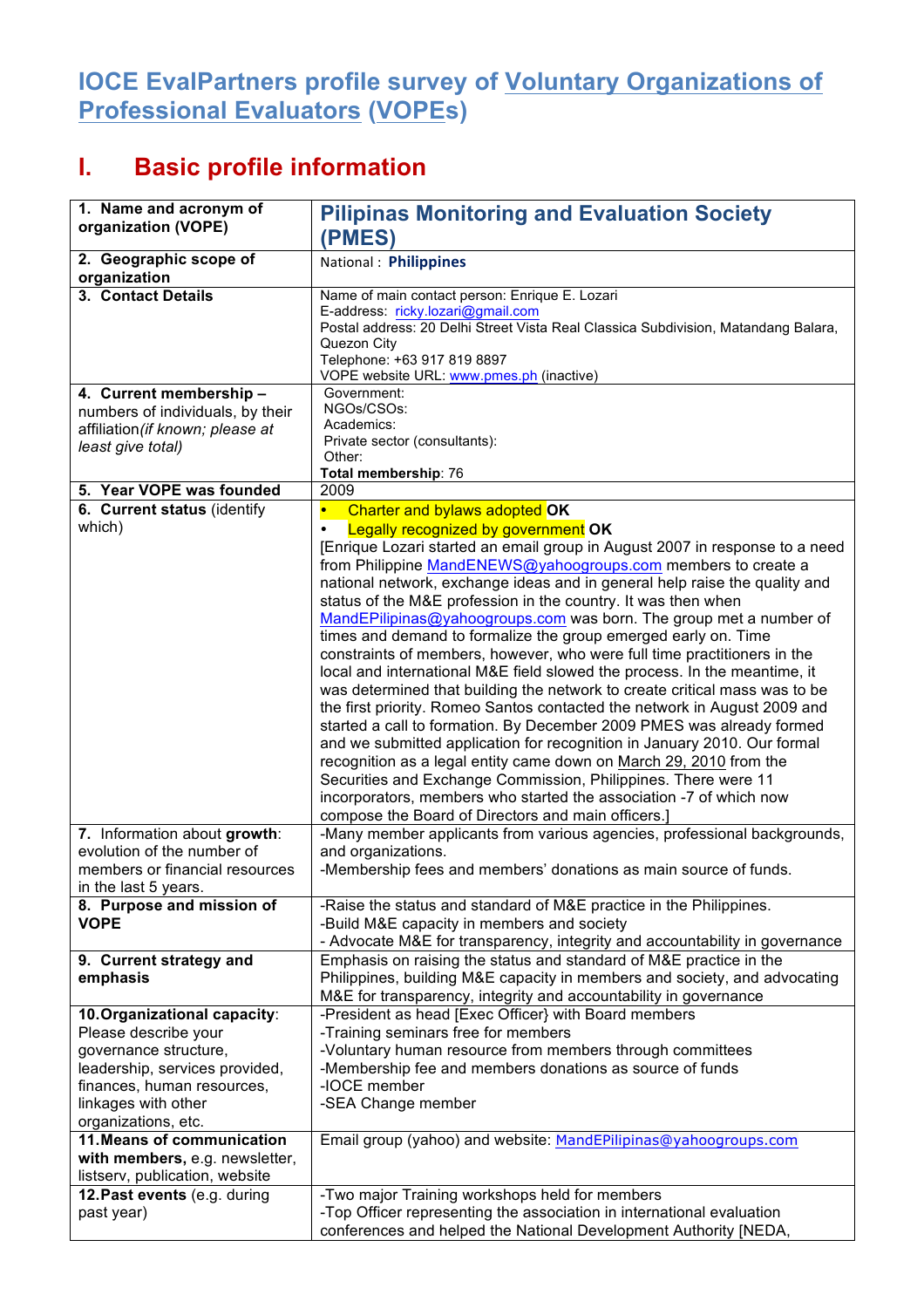# IOCE EvalPartners profile survey of Voluntary Organizations of Professional Evaluators (VOPEs)

## I. Basic profile information

| | |
|---|---|
| **1. Name and acronym of organization (VOPE)** | **Pilipinas Monitoring and Evaluation Society (PMES)** |
| **2. Geographic scope of organization** | National : **Philippines** |
| **3. Contact Details** | Name of main contact person: Enrique E. Lozari<br>E-address: ricky.lozari@gmail.com<br>Postal address: 20 Delhi Street Vista Real Classica Subdivision, Matandang Balara, Quezon City<br>Telephone: +63 917 819 8897<br>VOPE website URL: www.pmes.ph (inactive) |
| **4. Current membership –** numbers of individuals, by their affiliation *(if known; please at least give total)* | Government:<br>NGOs/CSOs:<br>Academics:<br>Private sector (consultants):<br>Other:<br>**Total membership**: 76 |
| **5. Year VOPE was founded** | 2009 |
| **6. Current status** (identify which) | • Charter and bylaws adopted **OK**<br>• Legally recognized by government **OK**<br>[Enrique Lozari started an email group in August 2007 in response to a need from Philippine MandENEWS@yahoogroups.com members to create a national network, exchange ideas and in general help raise the quality and status of the M&E profession in the country. It was then when MandEPilipinas@yahoogroups.com was born. The group met a number of times and demand to formalize the group emerged early on. Time constraints of members, however, who were full time practitioners in the local and international M&E field slowed the process. In the meantime, it was determined that building the network to create critical mass was to be the first priority. Romeo Santos contacted the network in August 2009 and started a call to formation. By December 2009 PMES was already formed and we submitted application for recognition in January 2010. Our formal recognition as a legal entity came down on March 29, 2010 from the Securities and Exchange Commission, Philippines. There were 11 incorporators, members who started the association -7 of which now compose the Board of Directors and main officers.] |
| 7. Information about **growth**: evolution of the number of members or financial resources in the last 5 years. | -Many member applicants from various agencies, professional backgrounds, and organizations.<br>-Membership fees and members' donations as main source of funds. |
| **8. Purpose and mission of VOPE** | -Raise the status and standard of M&E practice in the Philippines.<br>-Build M&E capacity in members and society<br>- Advocate M&E for transparency, integrity and accountability in governance |
| **9. Current strategy and emphasis** | Emphasis on raising the status and standard of M&E practice in the Philippines, building M&E capacity in members and society, and advocating M&E for transparency, integrity and accountability in governance |
| **10. Organizational capacity**: Please describe your governance structure, leadership, services provided, finances, human resources, linkages with other organizations, etc. | -President as head [Exec Officer} with Board members<br>-Training seminars free for members<br>-Voluntary human resource from members through committees<br>-Membership fee and members donations as source of funds<br>-IOCE member<br>-SEA Change member |
| **11. Means of communication with members,** e.g. newsletter, listserv, publication, website | Email group (yahoo) and website: MandEPilipinas@yahoogroups.com |
| **12. Past events** (e.g. during past year) | -Two major Training workshops held for members<br>-Top Officer representing the association in international evaluation conferences and helped the National Development Authority [NEDA, |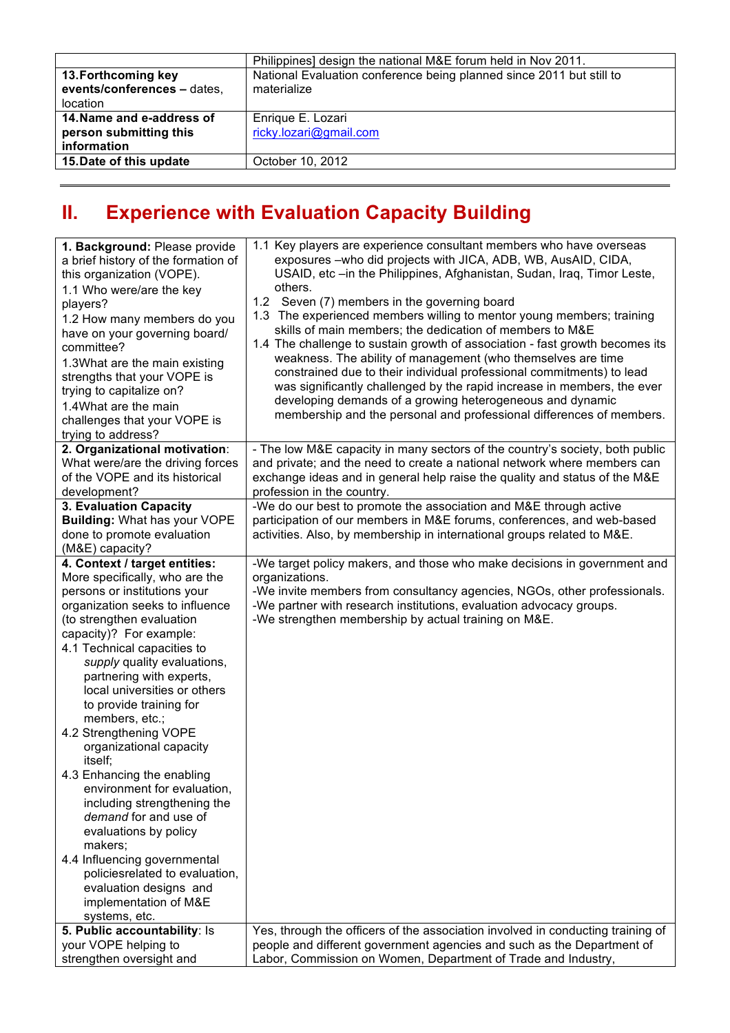| | Philippines] design the national M&E forum held in Nov 2011. |
|---|---|
| **13.Forthcoming key events/conferences** – dates, location | National Evaluation conference being planned since 2011 but still to materialize |
| **14.Name and e-address of person submitting this information** | Enrique E. Lozari<br>ricky.lozari@gmail.com |
| **15.Date of this update** | October 10, 2012 |

---

# II. Experience with Evaluation Capacity Building

| | |
|---|---|
| **1. Background:** Please provide a brief history of the formation of this organization (VOPE).<br>1.1 Who were/are the key players?<br>1.2 How many members do you have on your governing board/ committee?<br>1.3What are the main existing strengths that your VOPE is trying to capitalize on?<br>1.4What are the main challenges that your VOPE is trying to address? | 1.1 Key players are experience consultant members who have overseas exposures –who did projects with JICA, ADB, WB, AusAID, CIDA, USAID, etc –in the Philippines, Afghanistan, Sudan, Iraq, Timor Leste, others.<br>1.2 Seven (7) members in the governing board<br>1.3 The experienced members willing to mentor young members; training skills of main members; the dedication of members to M&E<br>1.4 The challenge to sustain growth of association - fast growth becomes its weakness. The ability of management (who themselves are time constrained due to their individual professional commitments) to lead was significantly challenged by the rapid increase in members, the ever developing demands of a growing heterogeneous and dynamic membership and the personal and professional differences of members. |
| **2. Organizational motivation**: What were/are the driving forces of the VOPE and its historical development? | - The low M&E capacity in many sectors of the country's society, both public and private; and the need to create a national network where members can exchange ideas and in general help raise the quality and status of the M&E profession in the country. |
| **3. Evaluation Capacity Building:** What has your VOPE done to promote evaluation (M&E) capacity? | -We do our best to promote the association and M&E through active participation of our members in M&E forums, conferences, and web-based activities. Also, by membership in international groups related to M&E. |
| **4. Context / target entities:** More specifically, who are the persons or institutions your organization seeks to influence (to strengthen evaluation capacity)? For example:<br>4.1 Technical capacities to *supply* quality evaluations, partnering with experts, local universities or others to provide training for members, etc.;<br>4.2 Strengthening VOPE organizational capacity itself;<br>4.3 Enhancing the enabling environment for evaluation, including strengthening the *demand* for and use of evaluations by policy makers;<br>4.4 Influencing governmental policiesrelated to evaluation, evaluation designs and implementation of M&E systems, etc. | -We target policy makers, and those who make decisions in government and organizations.<br>-We invite members from consultancy agencies, NGOs, other professionals.<br>-We partner with research institutions, evaluation advocacy groups.<br>-We strengthen membership by actual training on M&E. |
| **5. Public accountability**: Is your VOPE helping to strengthen oversight and | Yes, through the officers of the association involved in conducting training of people and different government agencies and such as the Department of Labor, Commission on Women, Department of Trade and Industry, |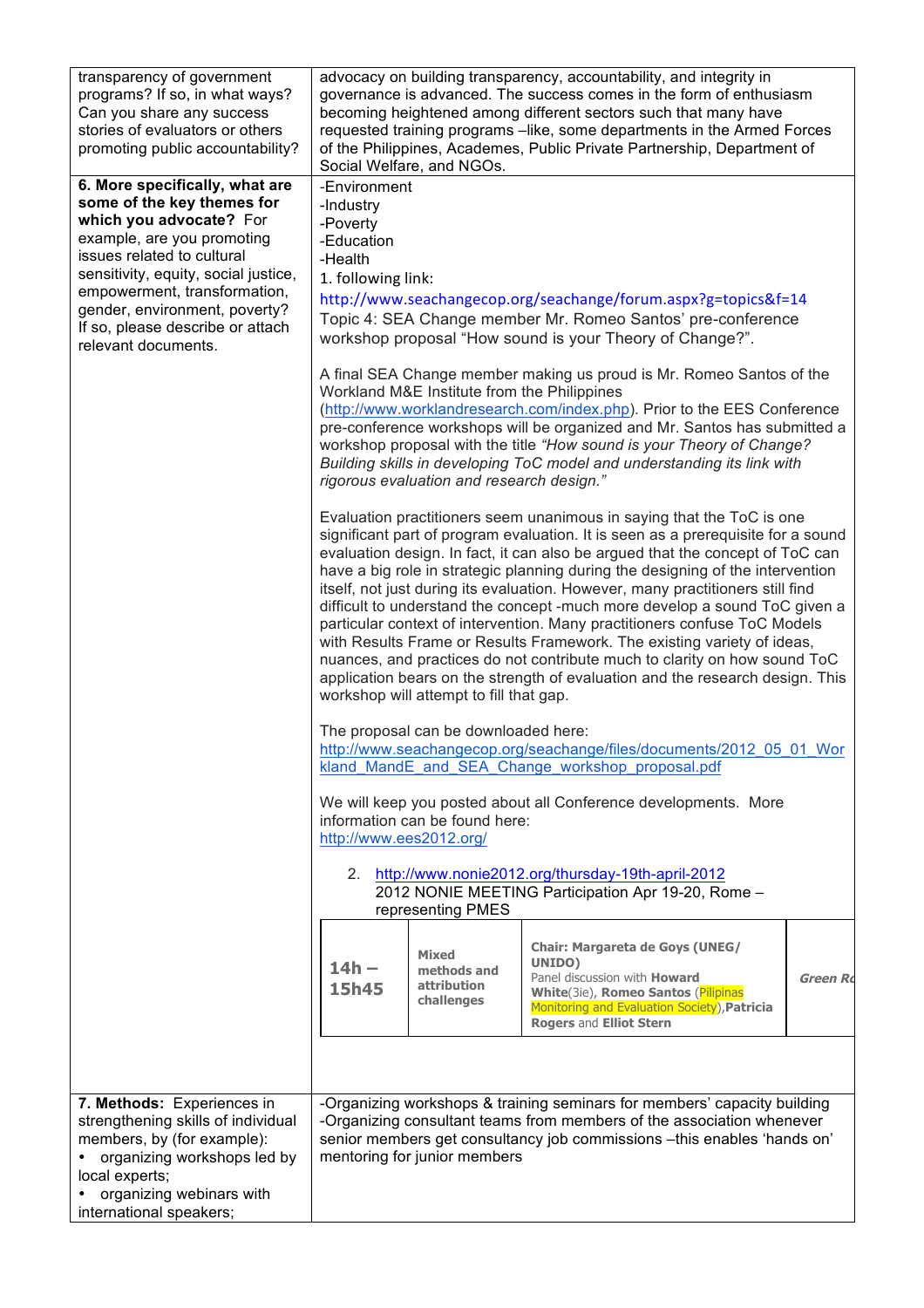| | |
|---|---|
| transparency of government programs? If so, in what ways? Can you share any success stories of evaluators or others promoting public accountability? | advocacy on building transparency, accountability, and integrity in governance is advanced. The success comes in the form of enthusiasm becoming heightened among different sectors such that many have requested training programs –like, some departments in the Armed Forces of the Philippines, Academes, Public Private Partnership, Department of Social Welfare, and NGOs. |
| **6. More specifically, what are some of the key themes for which you advocate?** For example, are you promoting issues related to cultural sensitivity, equity, social justice, empowerment, transformation, gender, environment, poverty? If so, please describe or attach relevant documents. | -Environment<br>-Industry<br>-Poverty<br>-Education<br>-Health<br>1. following link:<br>http://www.seachangecop.org/seachange/forum.aspx?g=topics&f=14<br>Topic 4: SEA Change member Mr. Romeo Santos' pre-conference workshop proposal "How sound is your Theory of Change?".<br><br>A final SEA Change member making us proud is Mr. Romeo Santos of the Workland M&E Institute from the Philippines (http://www.worklandresearch.com/index.php). Prior to the EES Conference pre-conference workshops will be organized and Mr. Santos has submitted a workshop proposal with the title *"How sound is your Theory of Change? Building skills in developing ToC model and understanding its link with rigorous evaluation and research design."*<br><br>Evaluation practitioners seem unanimous in saying that the ToC is one significant part of program evaluation. It is seen as a prerequisite for a sound evaluation design. In fact, it can also be argued that the concept of ToC can have a big role in strategic planning during the designing of the intervention itself, not just during its evaluation. However, many practitioners still find difficult to understand the concept -much more develop a sound ToC given a particular context of intervention. Many practitioners confuse ToC Models with Results Frame or Results Framework. The existing variety of ideas, nuances, and practices do not contribute much to clarity on how sound ToC application bears on the strength of evaluation and the research design. This workshop will attempt to fill that gap.<br><br>The proposal can be downloaded here:<br>http://www.seachangecop.org/seachange/files/documents/2012_05_01_Workland_MandE_and_SEA_Change_workshop_proposal.pdf<br><br>We will keep you posted about all Conference developments. More information can be found here:<br>http://www.ees2012.org/<br><br>2. http://www.nonie2012.org/thursday-19th-april-2012<br>2012 NONIE MEETING Participation Apr 19-20, Rome – representing PMES<br><br>**14h – 15h45** \| **Mixed methods and attribution challenges** \| **Chair: Margareta de Goys (UNEG/ UNIDO)** Panel discussion with **Howard White**(3ie), **Romeo Santos** (Pilipinas Monitoring and Evaluation Society),**Patricia Rogers** and **Elliot Stern** \| ***Green Ro*** |
| **7. Methods:** Experiences in strengthening skills of individual members, by (for example):<br>• organizing workshops led by local experts;<br>• organizing webinars with international speakers; | -Organizing workshops & training seminars for members' capacity building<br>-Organizing consultant teams from members of the association whenever senior members get consultancy job commissions –this enables 'hands on' mentoring for junior members |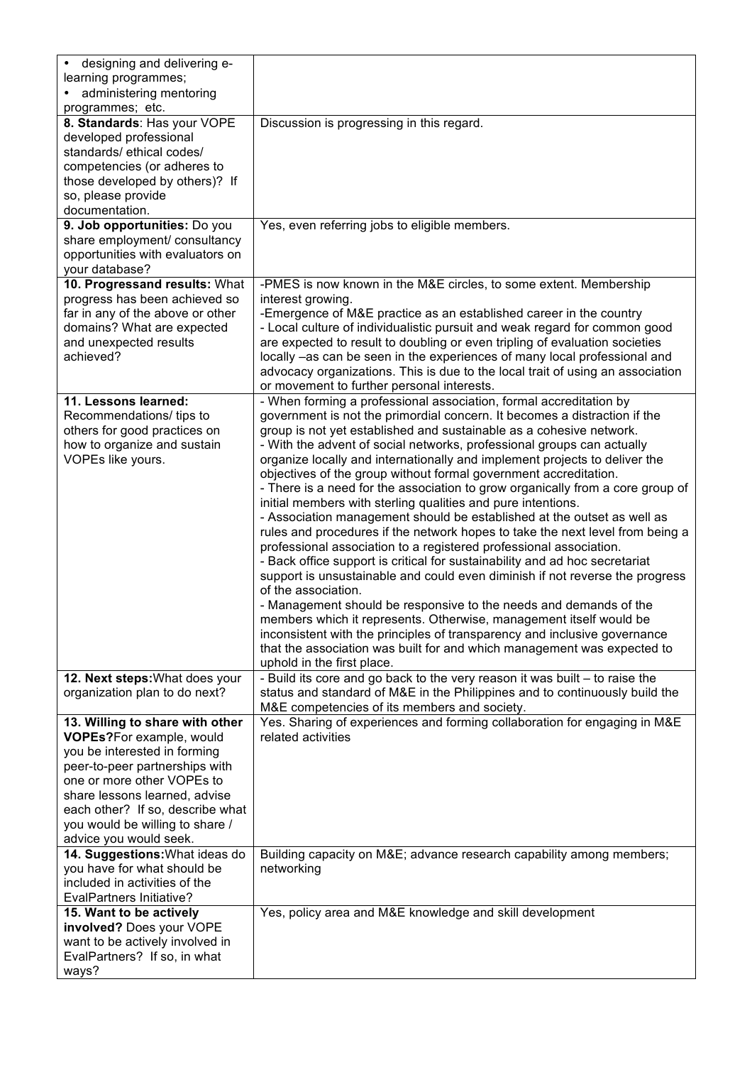| | |
|---|---|
| • designing and delivering e-learning programmes;<br>• administering mentoring programmes; etc. | |
| **8. Standards**: Has your VOPE developed professional standards/ ethical codes/ competencies (or adheres to those developed by others)? If so, please provide documentation. | Discussion is progressing in this regard. |
| **9. Job opportunities:** Do you share employment/ consultancy opportunities with evaluators on your database? | Yes, even referring jobs to eligible members. |
| **10. Progressand results:** What progress has been achieved so far in any of the above or other domains? What are expected and unexpected results achieved? | -PMES is now known in the M&E circles, to some extent. Membership interest growing.<br>-Emergence of M&E practice as an established career in the country<br>- Local culture of individualistic pursuit and weak regard for common good are expected to result to doubling or even tripling of evaluation societies locally –as can be seen in the experiences of many local professional and advocacy organizations. This is due to the local trait of using an association or movement to further personal interests. |
| **11. Lessons learned:** Recommendations/ tips to others for good practices on how to organize and sustain VOPEs like yours. | - When forming a professional association, formal accreditation by government is not the primordial concern. It becomes a distraction if the group is not yet established and sustainable as a cohesive network.<br>- With the advent of social networks, professional groups can actually organize locally and internationally and implement projects to deliver the objectives of the group without formal government accreditation.<br>- There is a need for the association to grow organically from a core group of initial members with sterling qualities and pure intentions.<br>- Association management should be established at the outset as well as rules and procedures if the network hopes to take the next level from being a professional association to a registered professional association.<br>- Back office support is critical for sustainability and ad hoc secretariat support is unsustainable and could even diminish if not reverse the progress of the association.<br>- Management should be responsive to the needs and demands of the members which it represents. Otherwise, management itself would be inconsistent with the principles of transparency and inclusive governance that the association was built for and which management was expected to uphold in the first place. |
| **12. Next steps:**What does your organization plan to do next? | - Build its core and go back to the very reason it was built – to raise the status and standard of M&E in the Philippines and to continuously build the M&E competencies of its members and society. |
| **13. Willing to share with other VOPEs?**For example, would you be interested in forming peer-to-peer partnerships with one or more other VOPEs to share lessons learned, advise each other? If so, describe what you would be willing to share / advice you would seek. | Yes. Sharing of experiences and forming collaboration for engaging in M&E related activities |
| **14. Suggestions:**What ideas do you have for what should be included in activities of the EvalPartners Initiative? | Building capacity on M&E; advance research capability among members; networking |
| **15. Want to be actively involved?** Does your VOPE want to be actively involved in EvalPartners? If so, in what ways? | Yes, policy area and M&E knowledge and skill development |